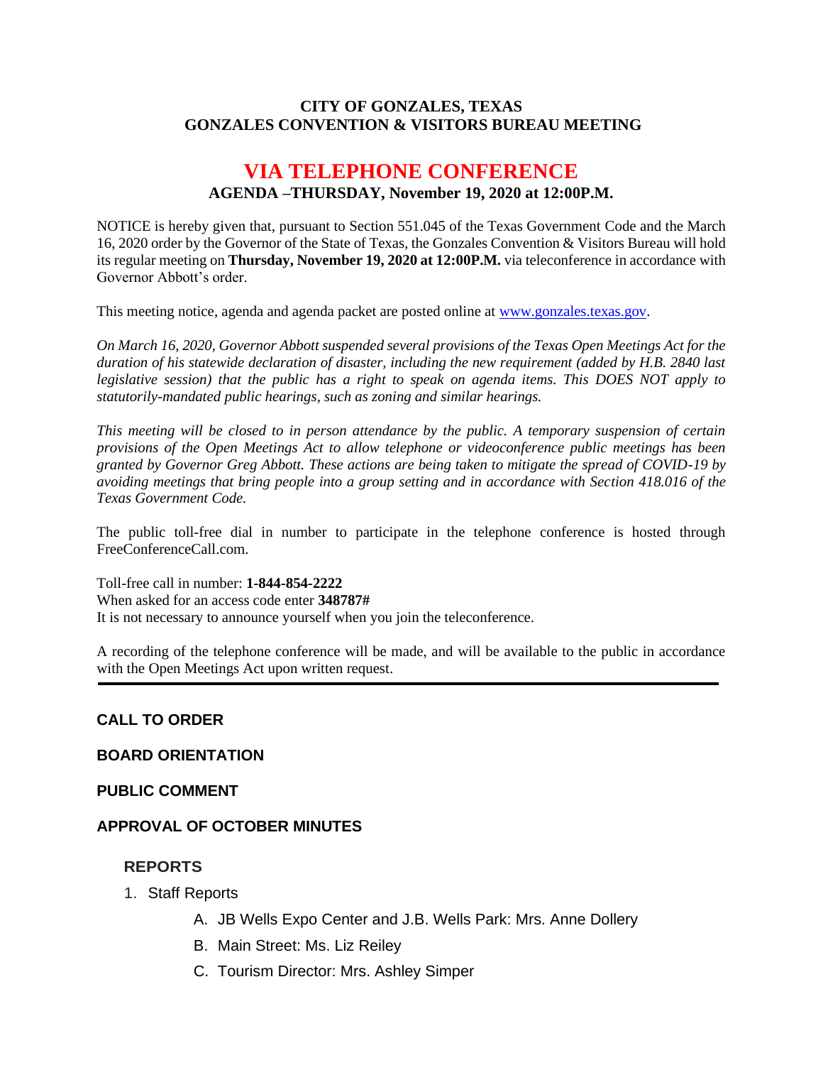**CITY OF GONZALES, TEXAS**
**GONZALES CONVENTION & VISITORS BUREAU MEETING**

# VIA TELEPHONE CONFERENCE

**AGENDA –THURSDAY, November 19, 2020 at 12:00P.M.**

NOTICE is hereby given that, pursuant to Section 551.045 of the Texas Government Code and the March 16, 2020 order by the Governor of the State of Texas, the Gonzales Convention & Visitors Bureau will hold its regular meeting on **Thursday, November 19, 2020 at 12:00P.M.** via teleconference in accordance with Governor Abbott's order.

This meeting notice, agenda and agenda packet are posted online at [www.gonzales.texas.gov](www.gonzales.texas.gov).

*On March 16, 2020, Governor Abbott suspended several provisions of the Texas Open Meetings Act for the duration of his statewide declaration of disaster, including the new requirement (added by H.B. 2840 last legislative session) that the public has a right to speak on agenda items. This DOES NOT apply to statutorily-mandated public hearings, such as zoning and similar hearings.*

*This meeting will be closed to in person attendance by the public. A temporary suspension of certain provisions of the Open Meetings Act to allow telephone or videoconference public meetings has been granted by Governor Greg Abbott. These actions are being taken to mitigate the spread of COVID-19 by avoiding meetings that bring people into a group setting and in accordance with Section 418.016 of the Texas Government Code.*

The public toll-free dial in number to participate in the telephone conference is hosted through FreeConferenceCall.com.

Toll-free call in number: **1-844-854-2222**
When asked for an access code enter **348787#**
It is not necessary to announce yourself when you join the teleconference.

A recording of the telephone conference will be made, and will be available to the public in accordance with the Open Meetings Act upon written request.

---

**CALL TO ORDER**

**BOARD ORIENTATION**

**PUBLIC COMMENT**

**APPROVAL OF OCTOBER MINUTES**

**REPORTS**

1. Staff Reports
   - A. JB Wells Expo Center and J.B. Wells Park: Mrs. Anne Dollery
   - B. Main Street: Ms. Liz Reiley
   - C. Tourism Director: Mrs. Ashley Simper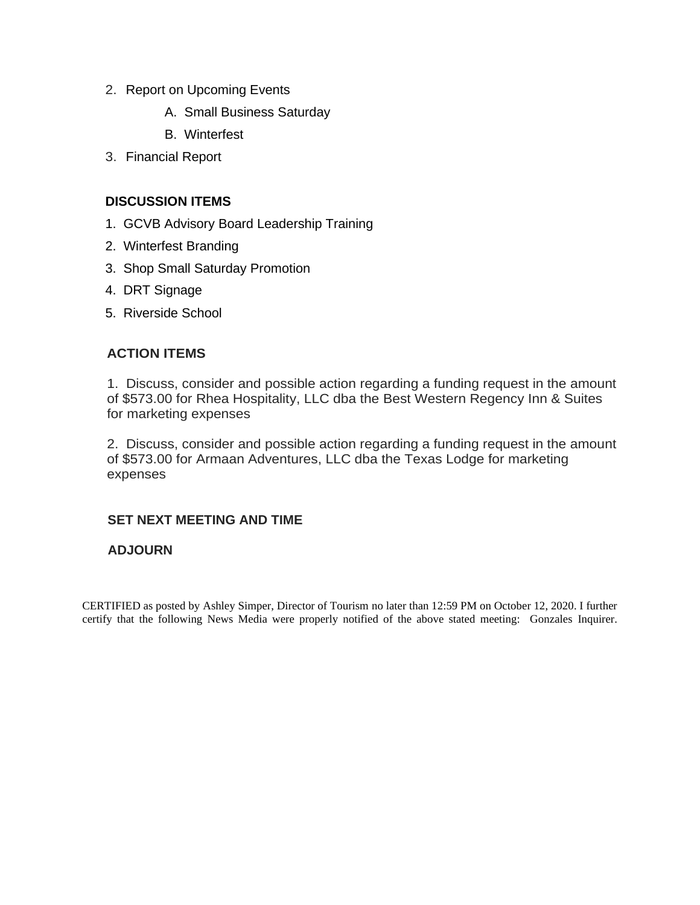2. Report on Upcoming Events
    A. Small Business Saturday
    B. Winterfest
3. Financial Report

**DISCUSSION ITEMS**

1. GCVB Advisory Board Leadership Training
2. Winterfest Branding
3. Shop Small Saturday Promotion
4. DRT Signage
5. Riverside School

**ACTION ITEMS**

1. Discuss, consider and possible action regarding a funding request in the amount of $573.00 for Rhea Hospitality, LLC dba the Best Western Regency Inn & Suites for marketing expenses

2. Discuss, consider and possible action regarding a funding request in the amount of $573.00 for Armaan Adventures, LLC dba the Texas Lodge for marketing expenses

**SET NEXT MEETING AND TIME**

**ADJOURN**

CERTIFIED as posted by Ashley Simper, Director of Tourism no later than 12:59 PM on October 12, 2020. I further certify that the following News Media were properly notified of the above stated meeting: Gonzales Inquirer.